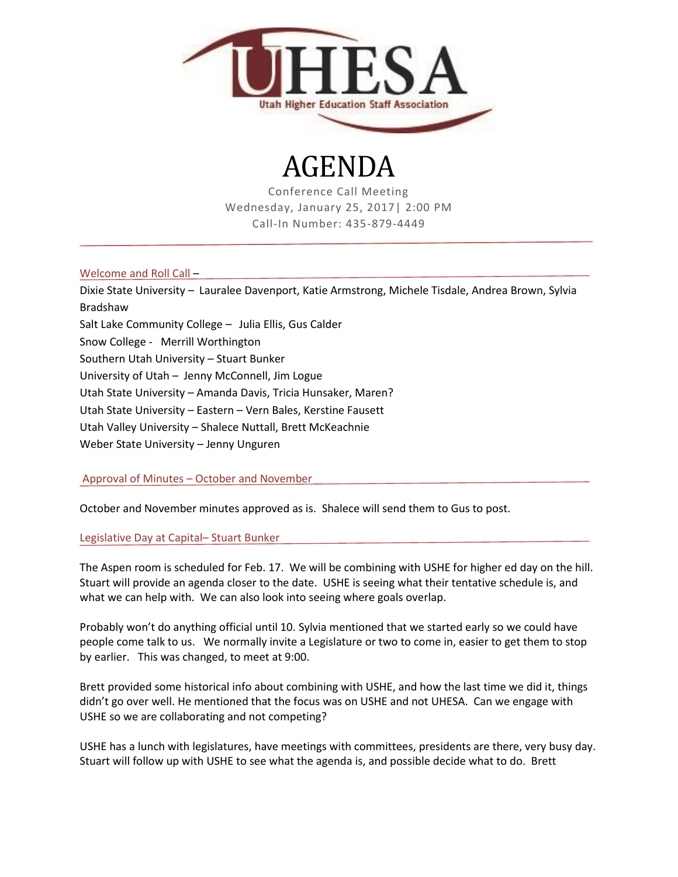UHESA
Utah Higher Education Staff Association

# AGENDA

Conference Call Meeting
Wednesday, January 25, 2017| 2:00 PM
Call-In Number: 435-879-4449

## Welcome and Roll Call –

Dixie State University – Lauralee Davenport, Katie Armstrong, Michele Tisdale, Andrea Brown, Sylvia Bradshaw
Salt Lake Community College – Julia Ellis, Gus Calder
Snow College - Merrill Worthington
Southern Utah University – Stuart Bunker
University of Utah – Jenny McConnell, Jim Logue
Utah State University – Amanda Davis, Tricia Hunsaker, Maren?
Utah State University – Eastern – Vern Bales, Kerstine Fausett
Utah Valley University – Shalece Nuttall, Brett McKeachnie
Weber State University – Jenny Unguren

## Approval of Minutes – October and November

October and November minutes approved as is. Shalece will send them to Gus to post.

## Legislative Day at Capital– Stuart Bunker

The Aspen room is scheduled for Feb. 17. We will be combining with USHE for higher ed day on the hill. Stuart will provide an agenda closer to the date. USHE is seeing what their tentative schedule is, and what we can help with. We can also look into seeing where goals overlap.

Probably won't do anything official until 10. Sylvia mentioned that we started early so we could have people come talk to us. We normally invite a Legislature or two to come in, easier to get them to stop by earlier. This was changed, to meet at 9:00.

Brett provided some historical info about combining with USHE, and how the last time we did it, things didn't go over well. He mentioned that the focus was on USHE and not UHESA. Can we engage with USHE so we are collaborating and not competing?

USHE has a lunch with legislatures, have meetings with committees, presidents are there, very busy day. Stuart will follow up with USHE to see what the agenda is, and possible decide what to do. Brett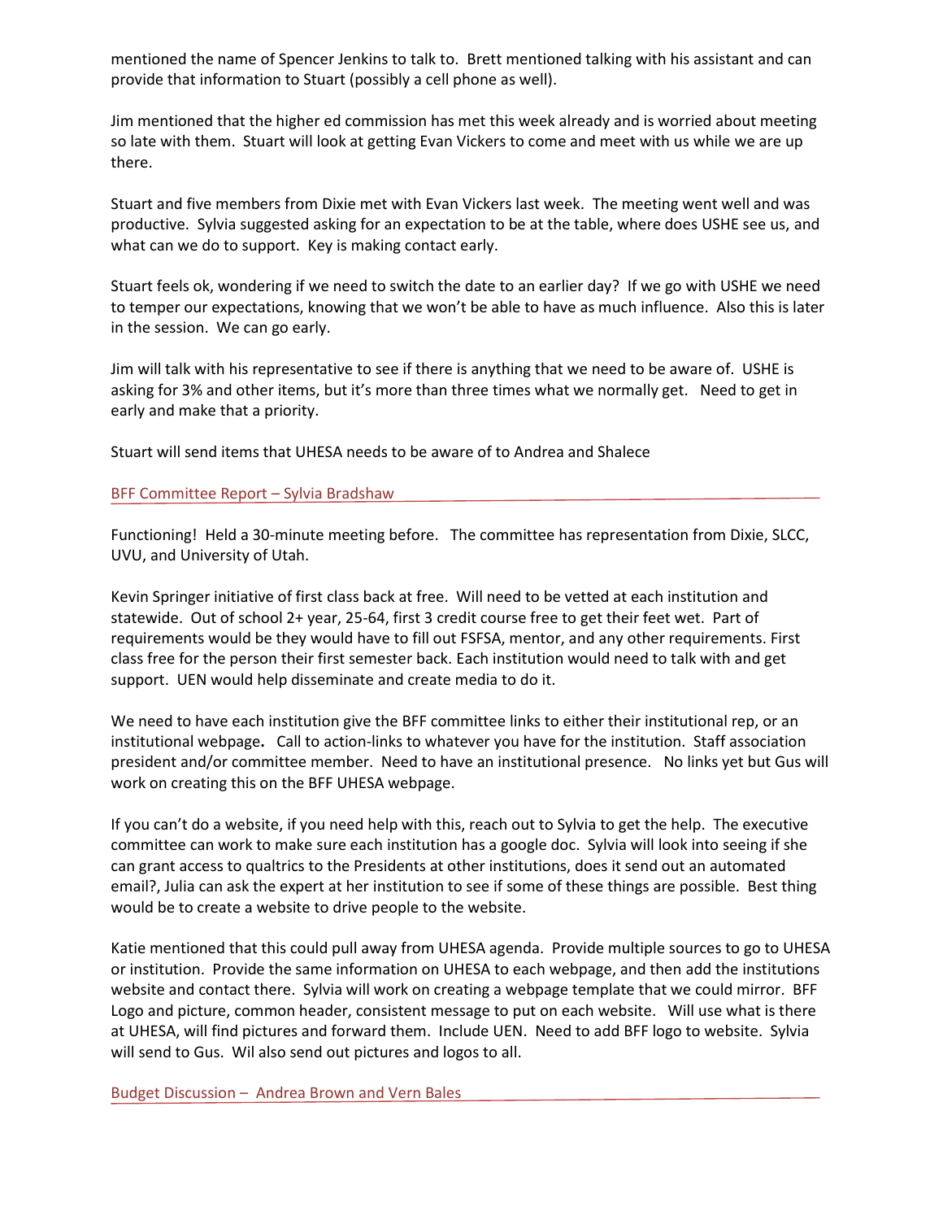mentioned the name of Spencer Jenkins to talk to. Brett mentioned talking with his assistant and can provide that information to Stuart (possibly a cell phone as well).

Jim mentioned that the higher ed commission has met this week already and is worried about meeting so late with them. Stuart will look at getting Evan Vickers to come and meet with us while we are up there.

Stuart and five members from Dixie met with Evan Vickers last week. The meeting went well and was productive. Sylvia suggested asking for an expectation to be at the table, where does USHE see us, and what can we do to support. Key is making contact early.

Stuart feels ok, wondering if we need to switch the date to an earlier day? If we go with USHE we need to temper our expectations, knowing that we won't be able to have as much influence. Also this is later in the session. We can go early.

Jim will talk with his representative to see if there is anything that we need to be aware of. USHE is asking for 3% and other items, but it's more than three times what we normally get. Need to get in early and make that a priority.

Stuart will send items that UHESA needs to be aware of to Andrea and Shalece

## BFF Committee Report – Sylvia Bradshaw

Functioning! Held a 30-minute meeting before. The committee has representation from Dixie, SLCC, UVU, and University of Utah.

Kevin Springer initiative of first class back at free. Will need to be vetted at each institution and statewide. Out of school 2+ year, 25-64, first 3 credit course free to get their feet wet. Part of requirements would be they would have to fill out FSFSA, mentor, and any other requirements. First class free for the person their first semester back. Each institution would need to talk with and get support. UEN would help disseminate and create media to do it.

We need to have each institution give the BFF committee links to either their institutional rep, or an institutional webpage**.** Call to action-links to whatever you have for the institution. Staff association president and/or committee member. Need to have an institutional presence. No links yet but Gus will work on creating this on the BFF UHESA webpage.

If you can't do a website, if you need help with this, reach out to Sylvia to get the help. The executive committee can work to make sure each institution has a google doc. Sylvia will look into seeing if she can grant access to qualtrics to the Presidents at other institutions, does it send out an automated email?, Julia can ask the expert at her institution to see if some of these things are possible. Best thing would be to create a website to drive people to the website.

Katie mentioned that this could pull away from UHESA agenda. Provide multiple sources to go to UHESA or institution. Provide the same information on UHESA to each webpage, and then add the institutions website and contact there. Sylvia will work on creating a webpage template that we could mirror. BFF Logo and picture, common header, consistent message to put on each website. Will use what is there at UHESA, will find pictures and forward them. Include UEN. Need to add BFF logo to website. Sylvia will send to Gus. Wil also send out pictures and logos to all.

## Budget Discussion – Andrea Brown and Vern Bales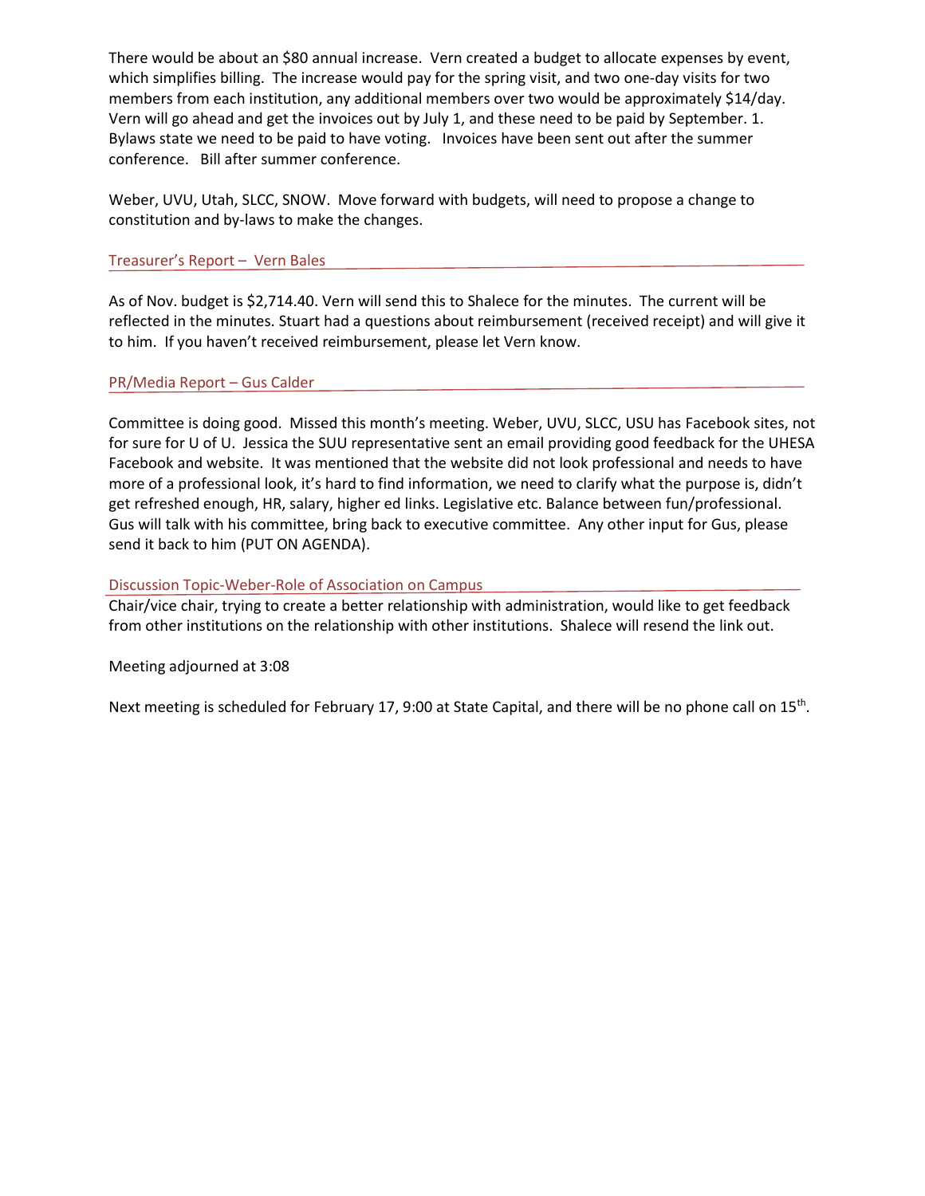There would be about an $80 annual increase. Vern created a budget to allocate expenses by event, which simplifies billing. The increase would pay for the spring visit, and two one-day visits for two members from each institution, any additional members over two would be approximately $14/day. Vern will go ahead and get the invoices out by July 1, and these need to be paid by September. 1. Bylaws state we need to be paid to have voting. Invoices have been sent out after the summer conference. Bill after summer conference.

Weber, UVU, Utah, SLCC, SNOW. Move forward with budgets, will need to propose a change to constitution and by-laws to make the changes.

## Treasurer's Report – Vern Bales

As of Nov. budget is $2,714.40. Vern will send this to Shalece for the minutes. The current will be reflected in the minutes. Stuart had a questions about reimbursement (received receipt) and will give it to him. If you haven't received reimbursement, please let Vern know.

## PR/Media Report – Gus Calder

Committee is doing good. Missed this month's meeting. Weber, UVU, SLCC, USU has Facebook sites, not for sure for U of U. Jessica the SUU representative sent an email providing good feedback for the UHESA Facebook and website. It was mentioned that the website did not look professional and needs to have more of a professional look, it's hard to find information, we need to clarify what the purpose is, didn't get refreshed enough, HR, salary, higher ed links. Legislative etc. Balance between fun/professional. Gus will talk with his committee, bring back to executive committee. Any other input for Gus, please send it back to him (PUT ON AGENDA).

## Discussion Topic-Weber-Role of Association on Campus

Chair/vice chair, trying to create a better relationship with administration, would like to get feedback from other institutions on the relationship with other institutions. Shalece will resend the link out.

Meeting adjourned at 3:08

Next meeting is scheduled for February 17, 9:00 at State Capital, and there will be no phone call on 15th.